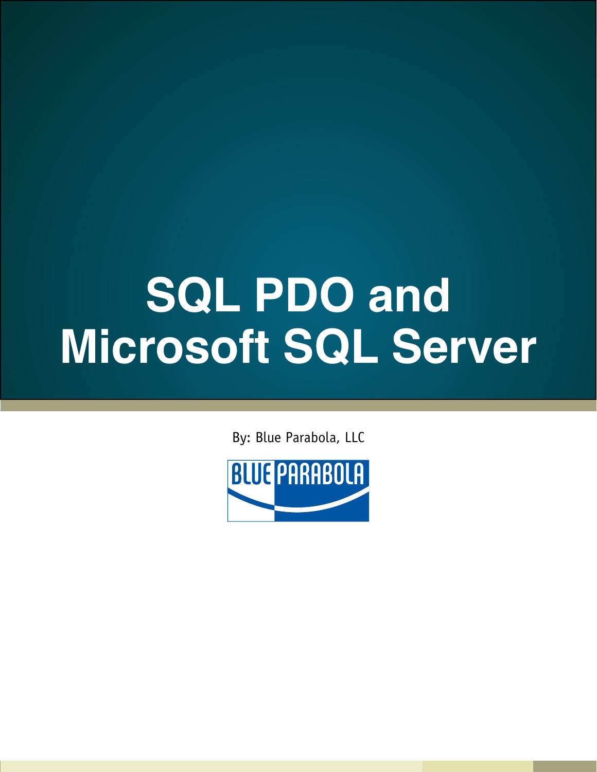# SQL PDO and Microsoft SQL Server

By: Blue Parabola, LLC

BLUE PARABOLA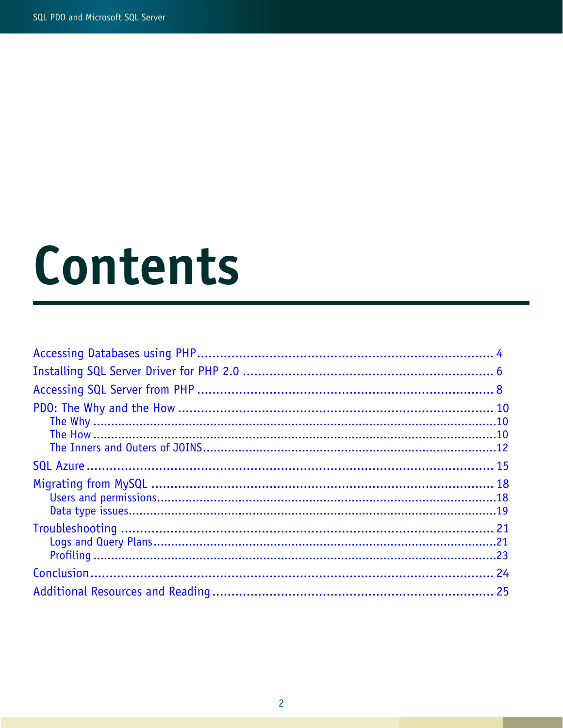# Contents

Accessing Databases using PHP........................................................................ 4
Installing SQL Server Driver for PHP 2.0 ......................................................... 6
Accessing SQL Server from PHP ...................................................................... 8
PDO: The Why and the How ........................................................................... 10
- The Why .................................................................................................10
- The How .................................................................................................10
- The Inners and Outers of JOINS.............................................................12

SQL Azure ........................................................................................................ 15
Migrating from MySQL .................................................................................... 18
- Users and permissions............................................................................18
- Data type issues......................................................................................19

Troubleshooting .............................................................................................. 21
- Logs and Query Plans..............................................................................21
- Profiling ..................................................................................................23

Conclusion........................................................................................................ 24
Additional Resources and Reading ................................................................. 25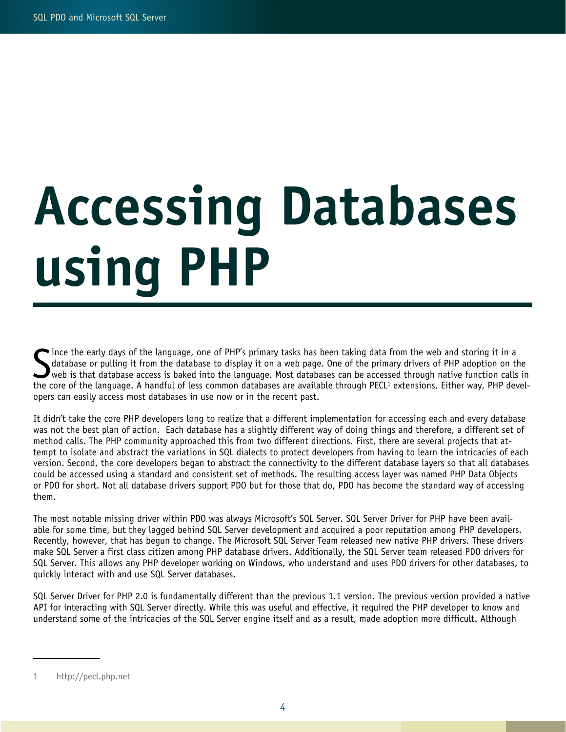# Accessing Databases using PHP

Since the early days of the language, one of PHP's primary tasks has been taking data from the web and storing it in a database or pulling it from the database to display it on a web page. One of the primary drivers of PHP adoption on the web is that database access is baked into the language. Most databases can be accessed through native function calls in the core of the language. A handful of less common databases are available through PECL[1] extensions. Either way, PHP developers can easily access most databases in use now or in the recent past.

It didn't take the core PHP developers long to realize that a different implementation for accessing each and every database was not the best plan of action. Each database has a slightly different way of doing things and therefore, a different set of method calls. The PHP community approached this from two different directions. First, there are several projects that attempt to isolate and abstract the variations in SQL dialects to protect developers from having to learn the intricacies of each version. Second, the core developers began to abstract the connectivity to the different database layers so that all databases could be accessed using a standard and consistent set of methods. The resulting access layer was named PHP Data Objects or PDO for short. Not all database drivers support PDO but for those that do, PDO has become the standard way of accessing them.

The most notable missing driver within PDO was always Microsoft's SQL Server. SQL Server Driver for PHP have been available for some time, but they lagged behind SQL Server development and acquired a poor reputation among PHP developers. Recently, however, that has begun to change. The Microsoft SQL Server Team released new native PHP drivers. These drivers make SQL Server a first class citizen among PHP database drivers. Additionally, the SQL Server team released PDO drivers for SQL Server. This allows any PHP developer working on Windows, who understand and uses PDO drivers for other databases, to quickly interact with and use SQL Server databases.

SQL Server Driver for PHP 2.0 is fundamentally different than the previous 1.1 version. The previous version provided a native API for interacting with SQL Server directly. While this was useful and effective, it required the PHP developer to know and understand some of the intricacies of the SQL Server engine itself and as a result, made adoption more difficult. Although

---

1 http://pecl.php.net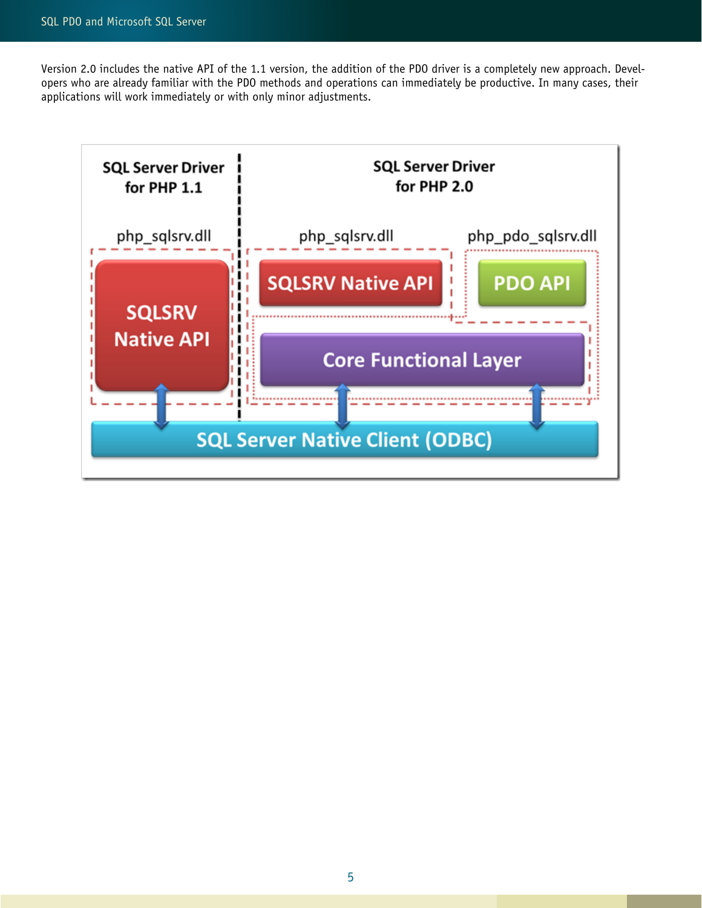Version 2.0 includes the native API of the 1.1 version, the addition of the PDO driver is a completely new approach. Developers who are already familiar with the PDO methods and operations can immediately be productive. In many cases, their applications will work immediately or with only minor adjustments.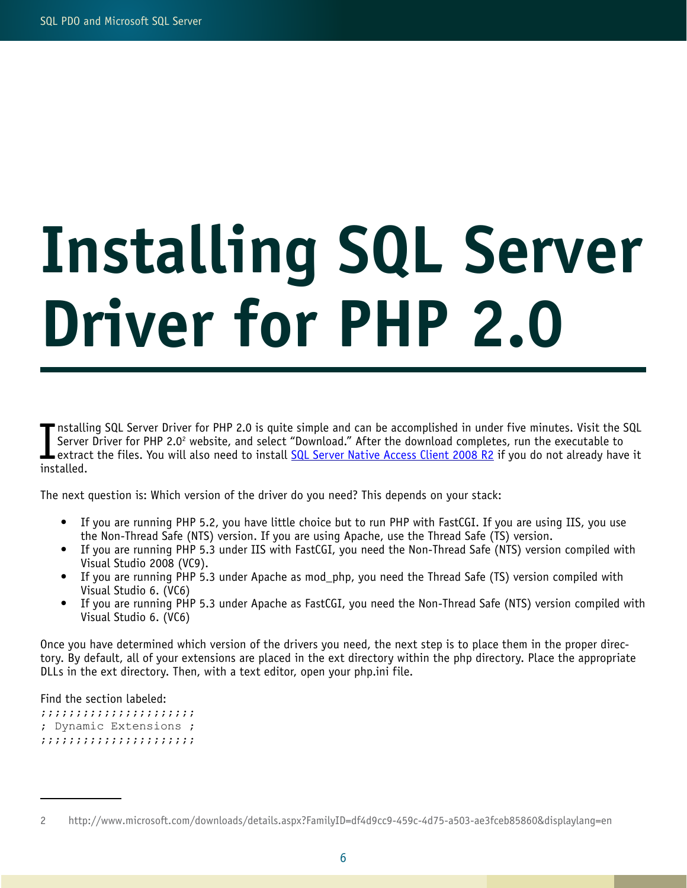# Installing SQL Server Driver for PHP 2.0

Installing SQL Server Driver for PHP 2.0 is quite simple and can be accomplished in under five minutes. Visit the SQL Server Driver for PHP 2.0[2] website, and select "Download." After the download completes, run the executable to extract the files. You will also need to install SQL Server Native Access Client 2008 R2 if you do not already have it installed.

The next question is: Which version of the driver do you need? This depends on your stack:

- If you are running PHP 5.2, you have little choice but to run PHP with FastCGI. If you are using IIS, you use the Non-Thread Safe (NTS) version. If you are using Apache, use the Thread Safe (TS) version.
- If you are running PHP 5.3 under IIS with FastCGI, you need the Non-Thread Safe (NTS) version compiled with Visual Studio 2008 (VC9).
- If you are running PHP 5.3 under Apache as mod_php, you need the Thread Safe (TS) version compiled with Visual Studio 6. (VC6)
- If you are running PHP 5.3 under Apache as FastCGI, you need the Non-Thread Safe (NTS) version compiled with Visual Studio 6. (VC6)

Once you have determined which version of the drivers you need, the next step is to place them in the proper directory. By default, all of your extensions are placed in the ext directory within the php directory. Place the appropriate DLLs in the ext directory. Then, with a text editor, open your php.ini file.

Find the section labeled:

```
;;;;;;;;;;;;;;;;;;;;;;
; Dynamic Extensions ;
;;;;;;;;;;;;;;;;;;;;;;
```

2 http://www.microsoft.com/downloads/details.aspx?FamilyID=df4d9cc9-459c-4d75-a503-ae3fceb85860&displaylang=en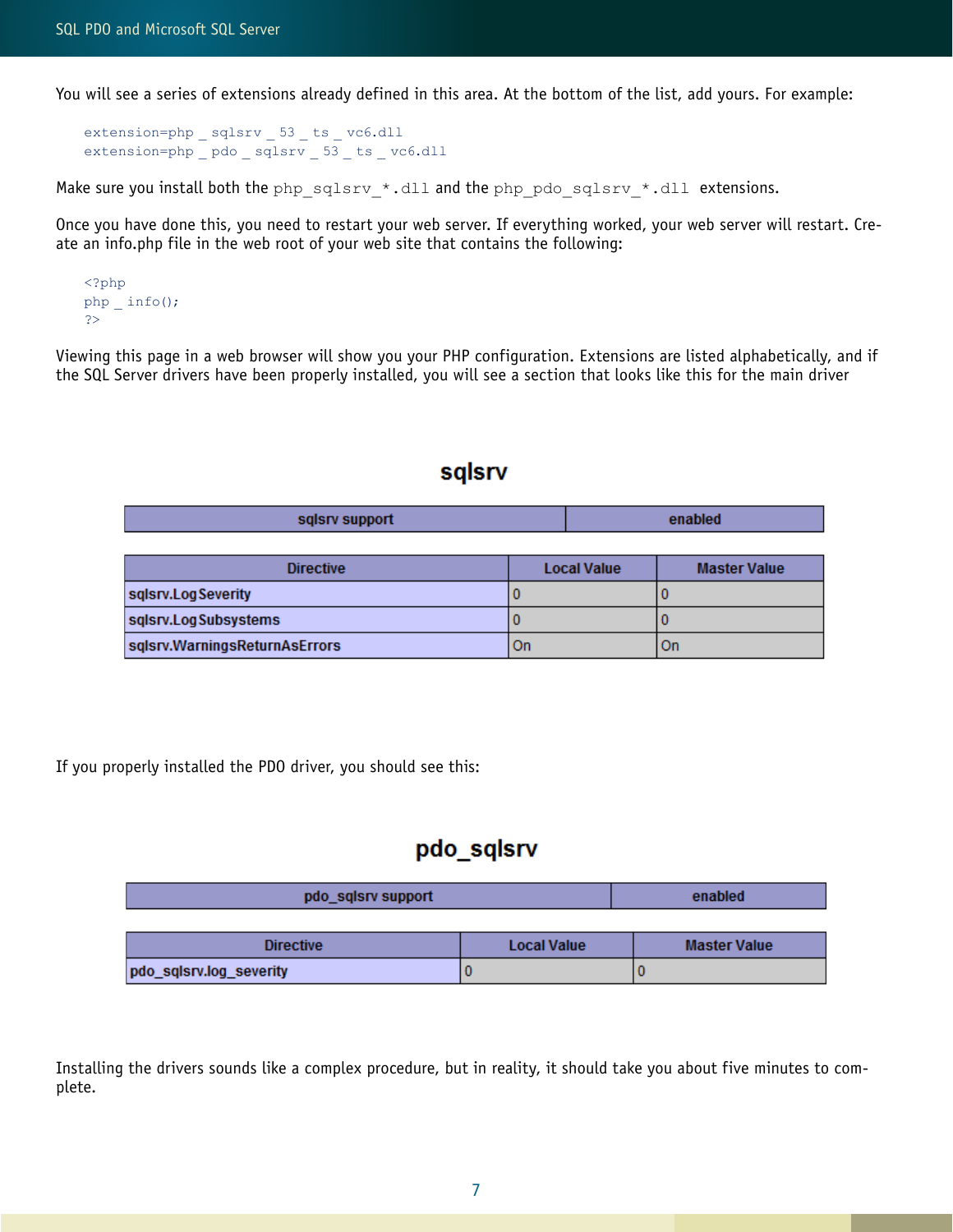You will see a series of extensions already defined in this area. At the bottom of the list, add yours. For example:

```
extension=php _ sqlsrv _ 53 _ ts _ vc6.dll
extension=php _ pdo _ sqlsrv _ 53 _ ts _ vc6.dll
```

Make sure you install both the `php_sqlsrv_*.dll` and the `php_pdo_sqlsrv_*.dll` extensions.

Once you have done this, you need to restart your web server. If everything worked, your web server will restart. Create an info.php file in the web root of your web site that contains the following:

```
<?php
php _ info();
?>
```

Viewing this page in a web browser will show you your PHP configuration. Extensions are listed alphabetically, and if the SQL Server drivers have been properly installed, you will see a section that looks like this for the main driver

## sqlsrv

| sqlsrv support | enabled |
|---|---|

| Directive | Local Value | Master Value |
|---|---|---|
| sqlsrv.LogSeverity | 0 | 0 |
| sqlsrv.LogSubsystems | 0 | 0 |
| sqlsrv.WarningsReturnAsErrors | On | On |

If you properly installed the PDO driver, you should see this:

## pdo_sqlsrv

| pdo_sqlsrv support | enabled |
|---|---|

| Directive | Local Value | Master Value |
|---|---|---|
| pdo_sqlsrv.log_severity | 0 | 0 |

Installing the drivers sounds like a complex procedure, but in reality, it should take you about five minutes to complete.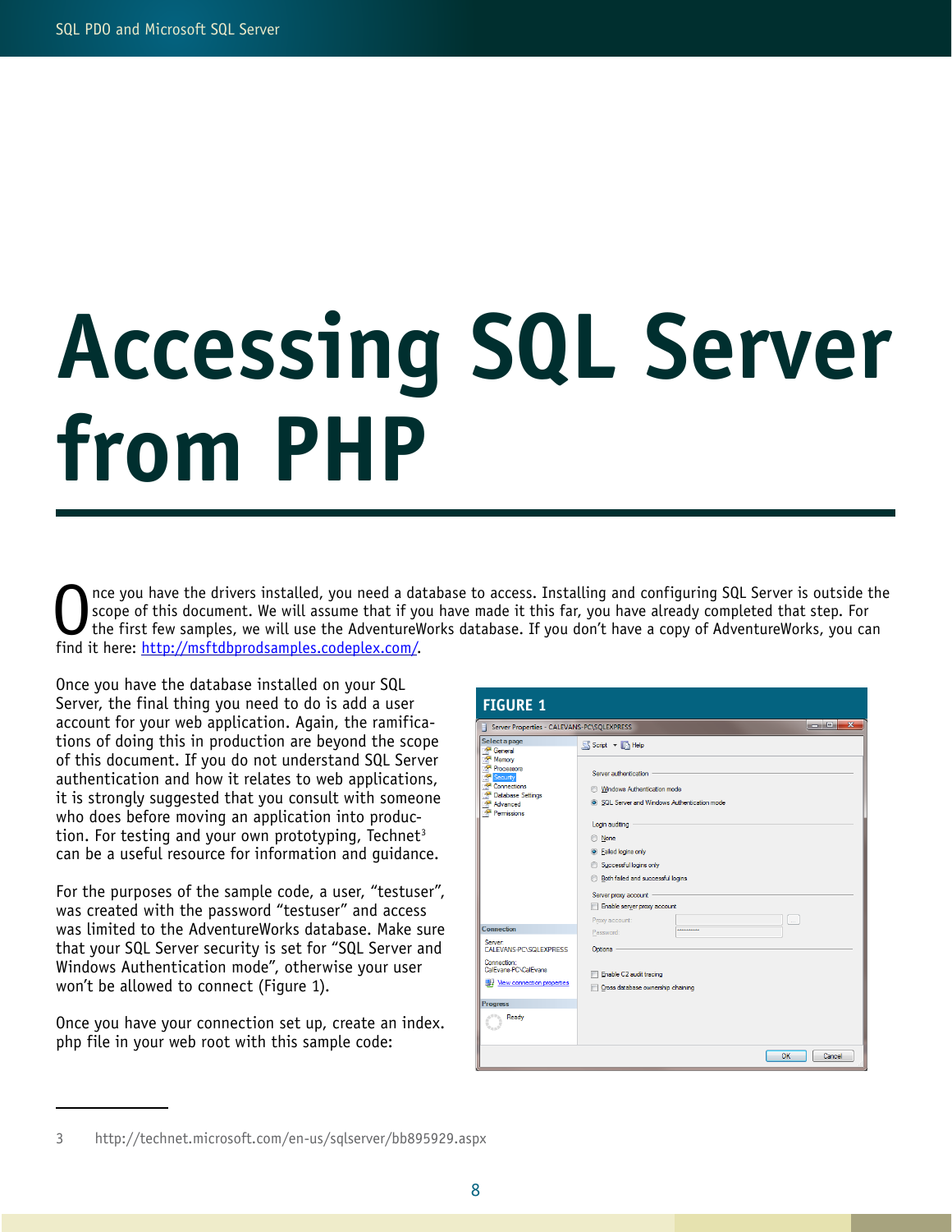# Accessing SQL Server from PHP

Once you have the drivers installed, you need a database to access. Installing and configuring SQL Server is outside the scope of this document. We will assume that if you have made it this far, you have already completed that step. For the first few samples, we will use the AdventureWorks database. If you don't have a copy of AdventureWorks, you can find it here: http://msftdbprodsamples.codeplex.com/.

Once you have the database installed on your SQL Server, the final thing you need to do is add a user account for your web application. Again, the ramifications of doing this in production are beyond the scope of this document. If you do not understand SQL Server authentication and how it relates to web applications, it is strongly suggested that you consult with someone who does before moving an application into production. For testing and your own prototyping, Technet[3] can be a useful resource for information and guidance.

For the purposes of the sample code, a user, "testuser", was created with the password "testuser" and access was limited to the AdventureWorks database. Make sure that your SQL Server security is set for "SQL Server and Windows Authentication mode", otherwise your user won't be allowed to connect (Figure 1).

Once you have your connection set up, create an index.php file in your web root with this sample code:

**FIGURE 1**

3 http://technet.microsoft.com/en-us/sqlserver/bb895929.aspx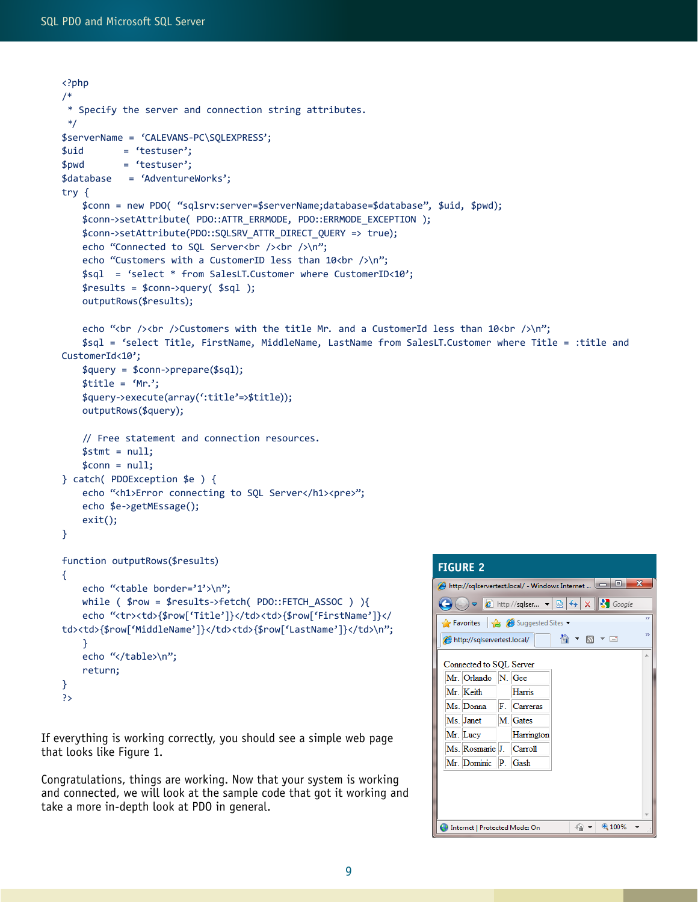```php
<?php
/*
 * Specify the server and connection string attributes.
 */
$serverName = 'CALEVANS-PC\SQLEXPRESS';
$uid        = 'testuser';
$pwd        = 'testuser';
$database   = 'AdventureWorks';
try {
    $conn = new PDO( "sqlsrv:server=$serverName;database=$database", $uid, $pwd);
    $conn->setAttribute( PDO::ATTR_ERRMODE, PDO::ERRMODE_EXCEPTION );
    $conn->setAttribute(PDO::SQLSRV_ATTR_DIRECT_QUERY => true);
    echo "Connected to SQL Server<br /><br />\n";
    echo "Customers with a CustomerID less than 10<br />\n";
    $sql  = 'select * from SalesLT.Customer where CustomerID<10';
    $results = $conn->query( $sql );
    outputRows($results);

    echo "<br /><br />Customers with the title Mr. and a CustomerId less than 10<br />\n";
    $sql = 'select Title, FirstName, MiddleName, LastName from SalesLT.Customer where Title = :title and
CustomerId<10';
    $query = $conn->prepare($sql);
    $title = 'Mr.';
    $query->execute(array(':title'=>$title));
    outputRows($query);

    // Free statement and connection resources.
    $stmt = null;
    $conn = null;
} catch( PDOException $e ) {
    echo "<h1>Error connecting to SQL Server</h1><pre>";
    echo $e->getMEssage();
    exit();
}

function outputRows($results)
{
    echo "<table border='1'>\n";
    while ( $row = $results->fetch( PDO::FETCH_ASSOC ) ){
    echo "<tr><td>{$row['Title']}</td><td>{$row['FirstName']}</
td><td>{$row['MiddleName']}</td><td>{$row['LastName']}</td>\n";
    }
    echo "</table>\n";
    return;
}
?>
```

If everything is working correctly, you should see a simple web page that looks like Figure 1.

Congratulations, things are working. Now that your system is working and connected, we will look at the sample code that got it working and take a more in-depth look at PDO in general.

**FIGURE 2**

Connected to SQL Server

| Mr. | Orlando | N. | Gee |
|---|---|---|---|
| Mr. | Keith | | Harris |
| Ms. | Donna | F. | Carreras |
| Ms. | Janet | M. | Gates |
| Mr. | Lucy | | Harrington |
| Ms. | Rosmarie | J. | Carroll |
| Mr. | Dominic | P. | Gash |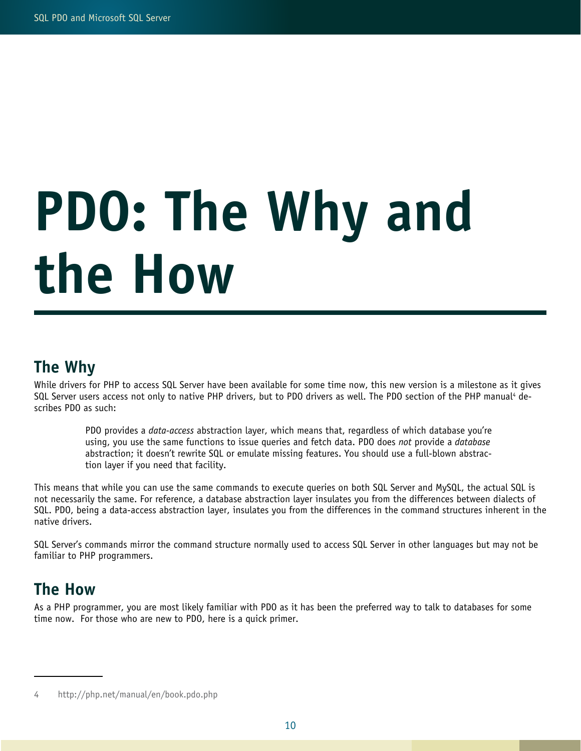# PDO: The Why and the How

## The Why

While drivers for PHP to access SQL Server have been available for some time now, this new version is a milestone as it gives SQL Server users access not only to native PHP drivers, but to PDO drivers as well. The PDO section of the PHP manual[4] describes PDO as such:

> PDO provides a *data-access* abstraction layer, which means that, regardless of which database you're using, you use the same functions to issue queries and fetch data. PDO does *not* provide a *database* abstraction; it doesn't rewrite SQL or emulate missing features. You should use a full-blown abstraction layer if you need that facility.

This means that while you can use the same commands to execute queries on both SQL Server and MySQL, the actual SQL is not necessarily the same. For reference, a database abstraction layer insulates you from the differences between dialects of SQL. PDO, being a data-access abstraction layer, insulates you from the differences in the command structures inherent in the native drivers.

SQL Server's commands mirror the command structure normally used to access SQL Server in other languages but may not be familiar to PHP programmers.

## The How

As a PHP programmer, you are most likely familiar with PDO as it has been the preferred way to talk to databases for some time now. For those who are new to PDO, here is a quick primer.

---

4 http://php.net/manual/en/book.pdo.php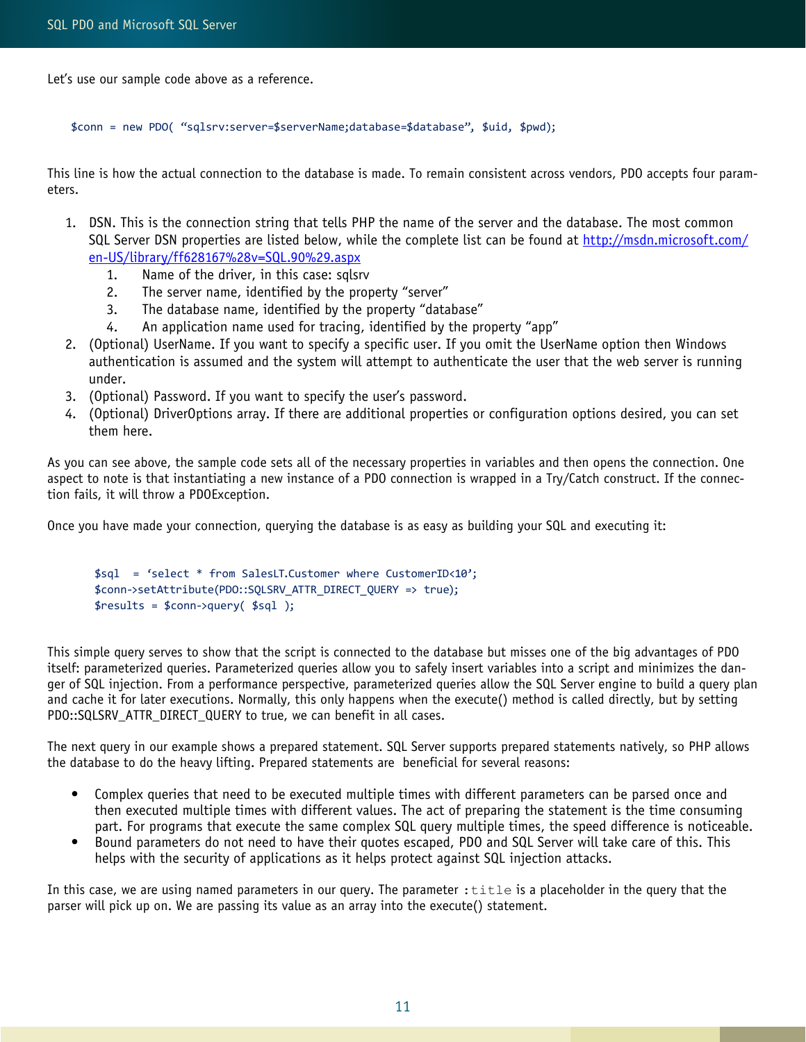Let's use our sample code above as a reference.

```
$conn = new PDO( "sqlsrv:server=$serverName;database=$database", $uid, $pwd);
```

This line is how the actual connection to the database is made. To remain consistent across vendors, PDO accepts four parameters.

1. DSN. This is the connection string that tells PHP the name of the server and the database. The most common SQL Server DSN properties are listed below, while the complete list can be found at http://msdn.microsoft.com/en-US/library/ff628167%28v=SQL.90%29.aspx
    1. Name of the driver, in this case: sqlsrv
    2. The server name, identified by the property "server"
    3. The database name, identified by the property "database"
    4. An application name used for tracing, identified by the property "app"
2. (Optional) UserName. If you want to specify a specific user. If you omit the UserName option then Windows authentication is assumed and the system will attempt to authenticate the user that the web server is running under.
3. (Optional) Password. If you want to specify the user's password.
4. (Optional) DriverOptions array. If there are additional properties or configuration options desired, you can set them here.

As you can see above, the sample code sets all of the necessary properties in variables and then opens the connection. One aspect to note is that instantiating a new instance of a PDO connection is wrapped in a Try/Catch construct. If the connection fails, it will throw a PDOException.

Once you have made your connection, querying the database is as easy as building your SQL and executing it:

```
$sql  = 'select * from SalesLT.Customer where CustomerID<10';
$conn->setAttribute(PDO::SQLSRV_ATTR_DIRECT_QUERY => true);
$results = $conn->query( $sql );
```

This simple query serves to show that the script is connected to the database but misses one of the big advantages of PDO itself: parameterized queries. Parameterized queries allow you to safely insert variables into a script and minimizes the danger of SQL injection. From a performance perspective, parameterized queries allow the SQL Server engine to build a query plan and cache it for later executions. Normally, this only happens when the execute() method is called directly, but by setting PDO::SQLSRV_ATTR_DIRECT_QUERY to true, we can benefit in all cases.

The next query in our example shows a prepared statement. SQL Server supports prepared statements natively, so PHP allows the database to do the heavy lifting. Prepared statements are beneficial for several reasons:

- Complex queries that need to be executed multiple times with different parameters can be parsed once and then executed multiple times with different values. The act of preparing the statement is the time consuming part. For programs that execute the same complex SQL query multiple times, the speed difference is noticeable.
- Bound parameters do not need to have their quotes escaped, PDO and SQL Server will take care of this. This helps with the security of applications as it helps protect against SQL injection attacks.

In this case, we are using named parameters in our query. The parameter `:title` is a placeholder in the query that the parser will pick up on. We are passing its value as an array into the execute() statement.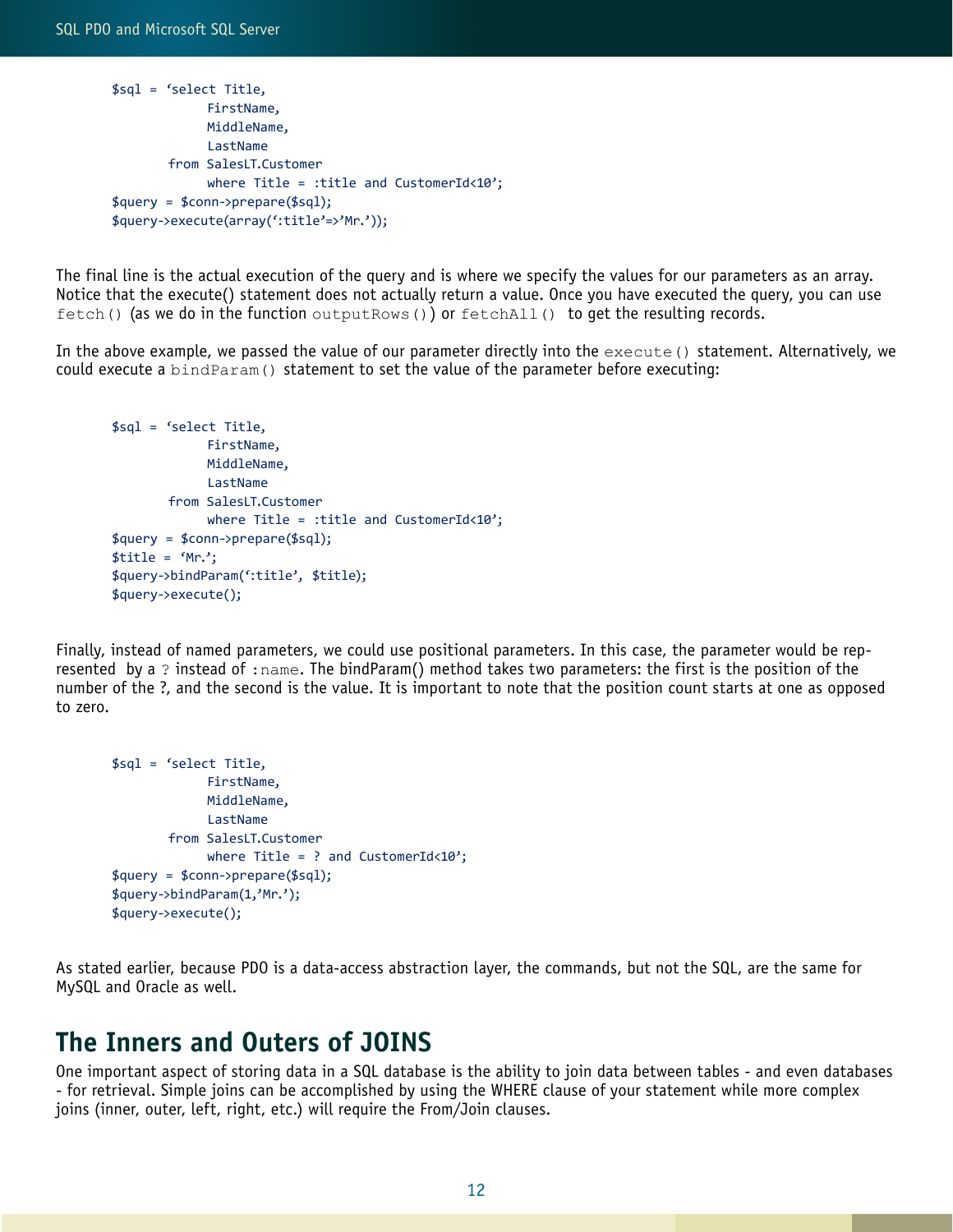```
$sql = 'select Title,
              FirstName,
              MiddleName,
              LastName
        from SalesLT.Customer
              where Title = :title and CustomerId<10';
$query = $conn->prepare($sql);
$query->execute(array(':title'=>'Mr.'));
```

The final line is the actual execution of the query and is where we specify the values for our parameters as an array. Notice that the execute() statement does not actually return a value. Once you have executed the query, you can use `fetch()` (as we do in the function `outputRows()`) or `fetchAll()` to get the resulting records.

In the above example, we passed the value of our parameter directly into the `execute()` statement. Alternatively, we could execute a `bindParam()` statement to set the value of the parameter before executing:

```
$sql = 'select Title,
              FirstName,
              MiddleName,
              LastName
        from SalesLT.Customer
              where Title = :title and CustomerId<10';
$query = $conn->prepare($sql);
$title = 'Mr.';
$query->bindParam(':title', $title);
$query->execute();
```

Finally, instead of named parameters, we could use positional parameters. In this case, the parameter would be represented by a `?` instead of `:name`. The bindParam() method takes two parameters: the first is the position of the number of the ?, and the second is the value. It is important to note that the position count starts at one as opposed to zero.

```
$sql = 'select Title,
              FirstName,
              MiddleName,
              LastName
        from SalesLT.Customer
              where Title = ? and CustomerId<10';
$query = $conn->prepare($sql);
$query->bindParam(1,'Mr.');
$query->execute();
```

As stated earlier, because PDO is a data-access abstraction layer, the commands, but not the SQL, are the same for MySQL and Oracle as well.

## The Inners and Outers of JOINS

One important aspect of storing data in a SQL database is the ability to join data between tables - and even databases - for retrieval. Simple joins can be accomplished by using the WHERE clause of your statement while more complex joins (inner, outer, left, right, etc.) will require the From/Join clauses.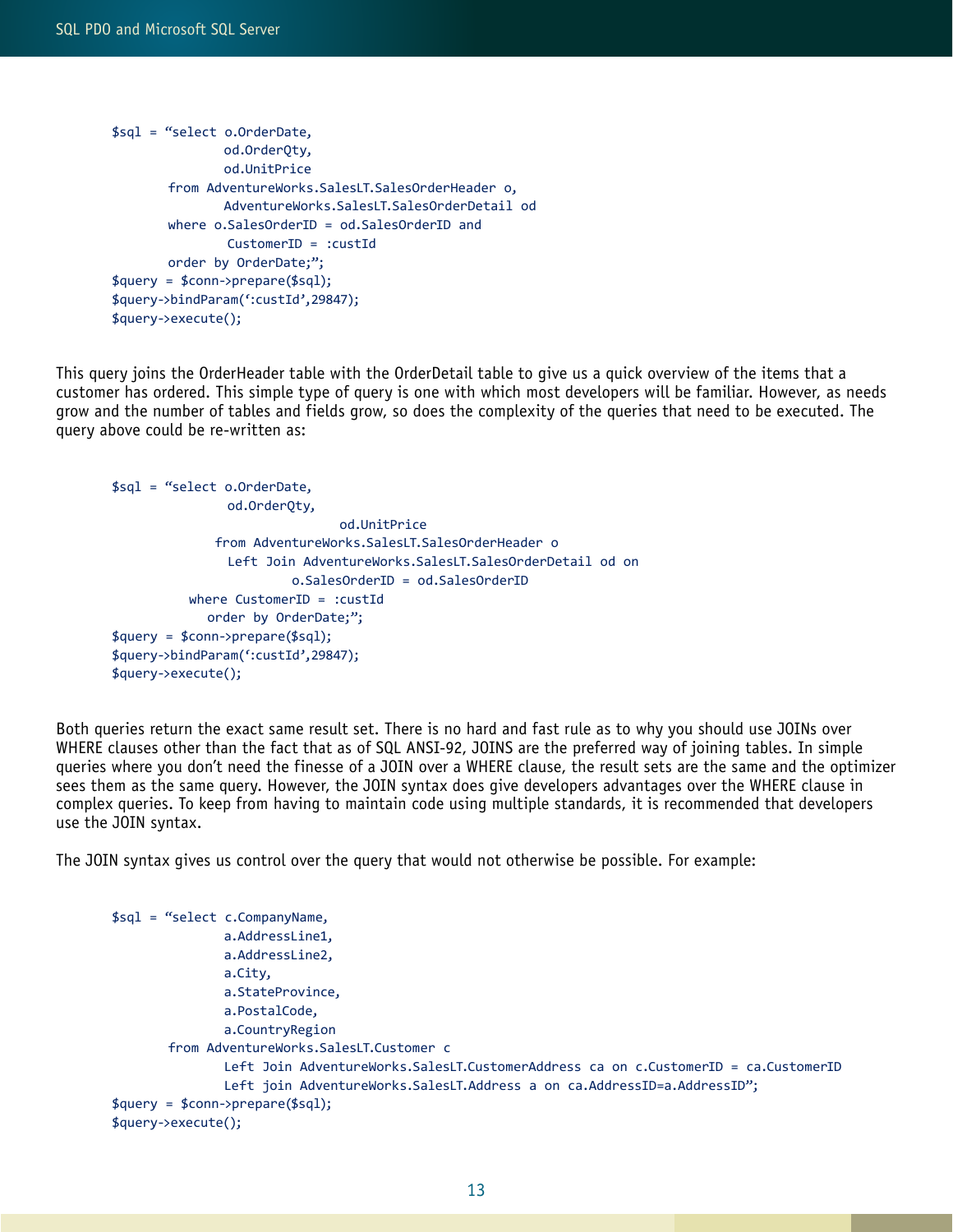```
$sql = "select o.OrderDate,
               od.OrderQty,
               od.UnitPrice
        from AdventureWorks.SalesLT.SalesOrderHeader o,
               AdventureWorks.SalesLT.SalesOrderDetail od
        where o.SalesOrderID = od.SalesOrderID and
                CustomerID = :custId
        order by OrderDate;";
$query = $conn->prepare($sql);
$query->bindParam(':custId',29847);
$query->execute();
```

This query joins the OrderHeader table with the OrderDetail table to give us a quick overview of the items that a customer has ordered. This simple type of query is one with which most developers will be familiar. However, as needs grow and the number of tables and fields grow, so does the complexity of the queries that need to be executed. The query above could be re-written as:

```
$sql = "select o.OrderDate,
                od.OrderQty,
                                od.UnitPrice
              from AdventureWorks.SalesLT.SalesOrderHeader o
                Left Join AdventureWorks.SalesLT.SalesOrderDetail od on
                        o.SalesOrderID = od.SalesOrderID
           where CustomerID = :custId
              order by OrderDate;";
$query = $conn->prepare($sql);
$query->bindParam(':custId',29847);
$query->execute();
```

Both queries return the exact same result set. There is no hard and fast rule as to why you should use JOINs over WHERE clauses other than the fact that as of SQL ANSI-92, JOINS are the preferred way of joining tables. In simple queries where you don't need the finesse of a JOIN over a WHERE clause, the result sets are the same and the optimizer sees them as the same query. However, the JOIN syntax does give developers advantages over the WHERE clause in complex queries. To keep from having to maintain code using multiple standards, it is recommended that developers use the JOIN syntax.

The JOIN syntax gives us control over the query that would not otherwise be possible. For example:

```
$sql = "select c.CompanyName,
               a.AddressLine1,
               a.AddressLine2,
               a.City,
               a.StateProvince,
               a.PostalCode,
               a.CountryRegion
        from AdventureWorks.SalesLT.Customer c
               Left Join AdventureWorks.SalesLT.CustomerAddress ca on c.CustomerID = ca.CustomerID
               Left join AdventureWorks.SalesLT.Address a on ca.AddressID=a.AddressID";
$query = $conn->prepare($sql);
$query->execute();
```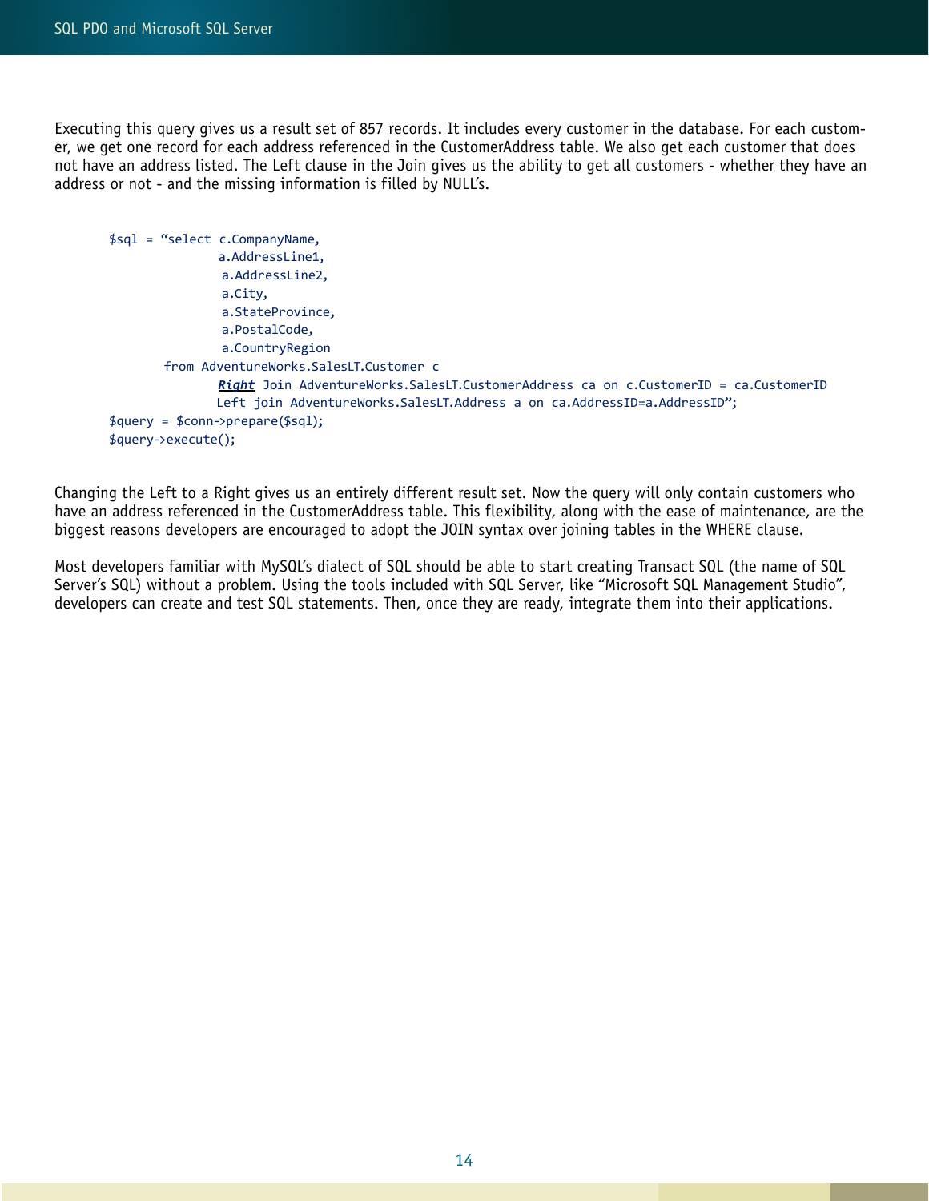Executing this query gives us a result set of 857 records. It includes every customer in the database. For each customer, we get one record for each address referenced in the CustomerAddress table. We also get each customer that does not have an address listed. The Left clause in the Join gives us the ability to get all customers - whether they have an address or not - and the missing information is filled by NULL's.

```
$sql = "select c.CompanyName,
                 a.AddressLine1,
                 a.AddressLine2,
                 a.City,
                 a.StateProvince,
                 a.PostalCode,
                 a.CountryRegion
         from AdventureWorks.SalesLT.Customer c
                 Right Join AdventureWorks.SalesLT.CustomerAddress ca on c.CustomerID = ca.CustomerID
                 Left join AdventureWorks.SalesLT.Address a on ca.AddressID=a.AddressID";
$query = $conn->prepare($sql);
$query->execute();
```

Changing the Left to a Right gives us an entirely different result set. Now the query will only contain customers who have an address referenced in the CustomerAddress table. This flexibility, along with the ease of maintenance, are the biggest reasons developers are encouraged to adopt the JOIN syntax over joining tables in the WHERE clause.

Most developers familiar with MySQL's dialect of SQL should be able to start creating Transact SQL (the name of SQL Server's SQL) without a problem. Using the tools included with SQL Server, like "Microsoft SQL Management Studio", developers can create and test SQL statements. Then, once they are ready, integrate them into their applications.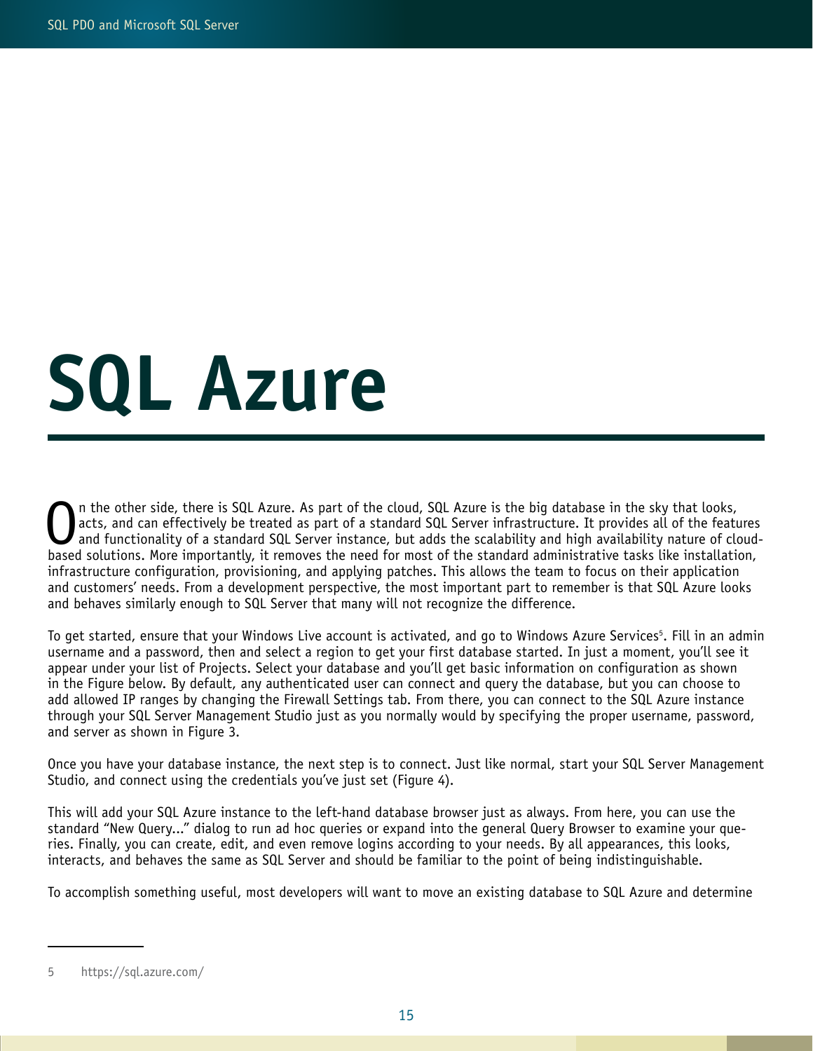# SQL Azure

On the other side, there is SQL Azure. As part of the cloud, SQL Azure is the big database in the sky that looks, acts, and can effectively be treated as part of a standard SQL Server infrastructure. It provides all of the features and functionality of a standard SQL Server instance, but adds the scalability and high availability nature of cloud-based solutions. More importantly, it removes the need for most of the standard administrative tasks like installation, infrastructure configuration, provisioning, and applying patches. This allows the team to focus on their application and customers' needs. From a development perspective, the most important part to remember is that SQL Azure looks and behaves similarly enough to SQL Server that many will not recognize the difference.

To get started, ensure that your Windows Live account is activated, and go to Windows Azure Services[5]. Fill in an admin username and a password, then and select a region to get your first database started. In just a moment, you'll see it appear under your list of Projects. Select your database and you'll get basic information on configuration as shown in the Figure below. By default, any authenticated user can connect and query the database, but you can choose to add allowed IP ranges by changing the Firewall Settings tab. From there, you can connect to the SQL Azure instance through your SQL Server Management Studio just as you normally would by specifying the proper username, password, and server as shown in Figure 3.

Once you have your database instance, the next step is to connect. Just like normal, start your SQL Server Management Studio, and connect using the credentials you've just set (Figure 4).

This will add your SQL Azure instance to the left-hand database browser just as always. From here, you can use the standard "New Query..." dialog to run ad hoc queries or expand into the general Query Browser to examine your queries. Finally, you can create, edit, and even remove logins according to your needs. By all appearances, this looks, interacts, and behaves the same as SQL Server and should be familiar to the point of being indistinguishable.

To accomplish something useful, most developers will want to move an existing database to SQL Azure and determine

---

5 https://sql.azure.com/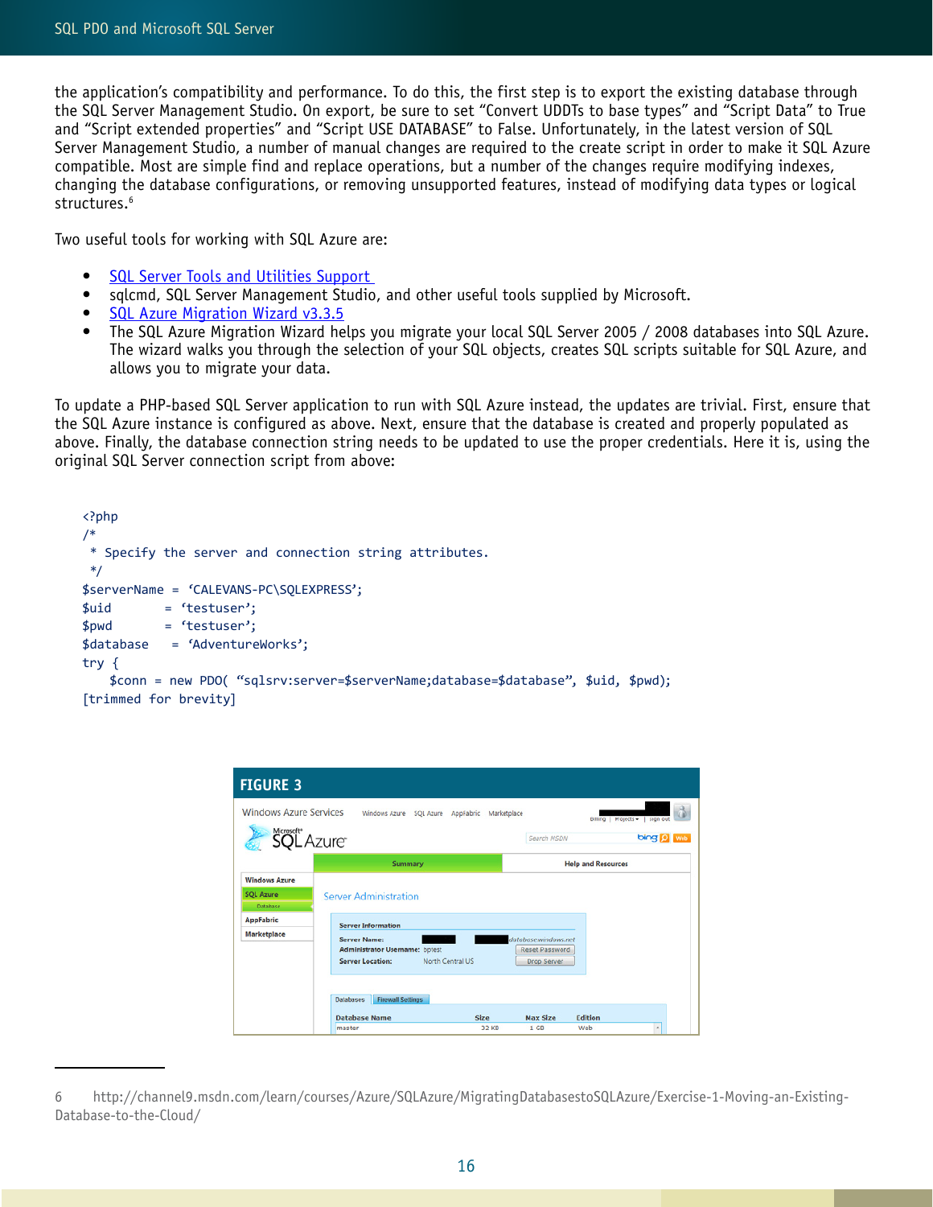the application's compatibility and performance. To do this, the first step is to export the existing database through the SQL Server Management Studio. On export, be sure to set "Convert UDDTs to base types" and "Script Data" to True and "Script extended properties" and "Script USE DATABASE" to False. Unfortunately, in the latest version of SQL Server Management Studio, a number of manual changes are required to the create script in order to make it SQL Azure compatible. Most are simple find and replace operations, but a number of the changes require modifying indexes, changing the database configurations, or removing unsupported features, instead of modifying data types or logical structures.[6]

Two useful tools for working with SQL Azure are:

- SQL Server Tools and Utilities Support
- sqlcmd, SQL Server Management Studio, and other useful tools supplied by Microsoft.
- SQL Azure Migration Wizard v3.3.5
- The SQL Azure Migration Wizard helps you migrate your local SQL Server 2005 / 2008 databases into SQL Azure. The wizard walks you through the selection of your SQL objects, creates SQL scripts suitable for SQL Azure, and allows you to migrate your data.

To update a PHP-based SQL Server application to run with SQL Azure instead, the updates are trivial. First, ensure that the SQL Azure instance is configured as above. Next, ensure that the database is created and properly populated as above. Finally, the database connection string needs to be updated to use the proper credentials. Here it is, using the original SQL Server connection script from above:

```
<?php
/*
 * Specify the server and connection string attributes.
 */
$serverName = 'CALEVANS-PC\SQLEXPRESS';
$uid        = 'testuser';
$pwd        = 'testuser';
$database   = 'AdventureWorks';
try {
    $conn = new PDO( "sqlsrv:server=$serverName;database=$database", $uid, $pwd);
[trimmed for brevity]
```

**FIGURE 3**

6 http://channel9.msdn.com/learn/courses/Azure/SQLAzure/MigratingDatabasestoSQLAzure/Exercise-1-Moving-an-Existing-Database-to-the-Cloud/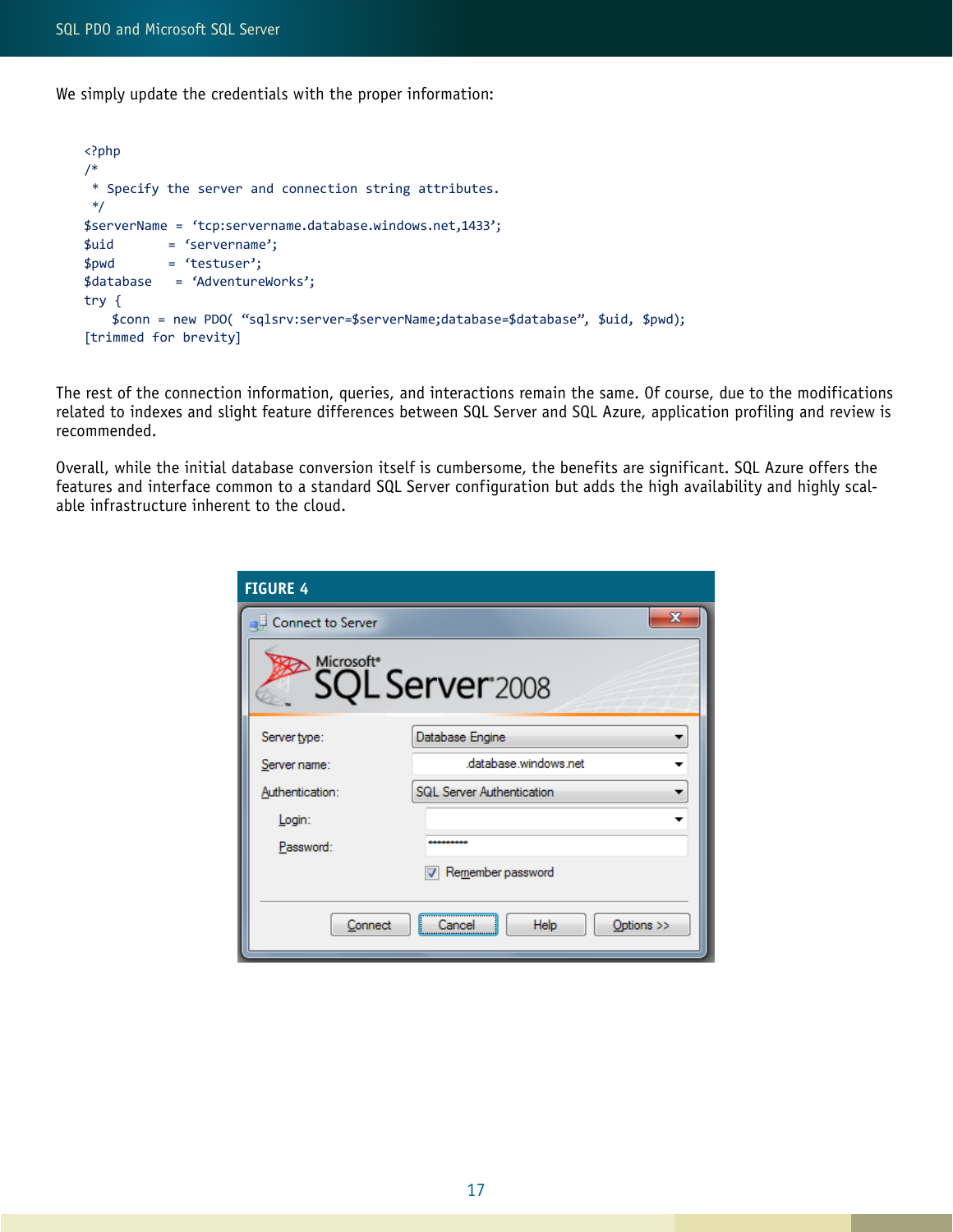We simply update the credentials with the proper information:

```
<?php
/*
 * Specify the server and connection string attributes.
 */
$serverName = 'tcp:servername.database.windows.net,1433';
$uid        = 'servername';
$pwd        = 'testuser';
$database    = 'AdventureWorks';
try {
    $conn = new PDO( "sqlsrv:server=$serverName;database=$database", $uid, $pwd);
[trimmed for brevity]
```

The rest of the connection information, queries, and interactions remain the same. Of course, due to the modifications related to indexes and slight feature differences between SQL Server and SQL Azure, application profiling and review is recommended.

Overall, while the initial database conversion itself is cumbersome, the benefits are significant. SQL Azure offers the features and interface common to a standard SQL Server configuration but adds the high availability and highly scalable infrastructure inherent to the cloud.

**FIGURE 4**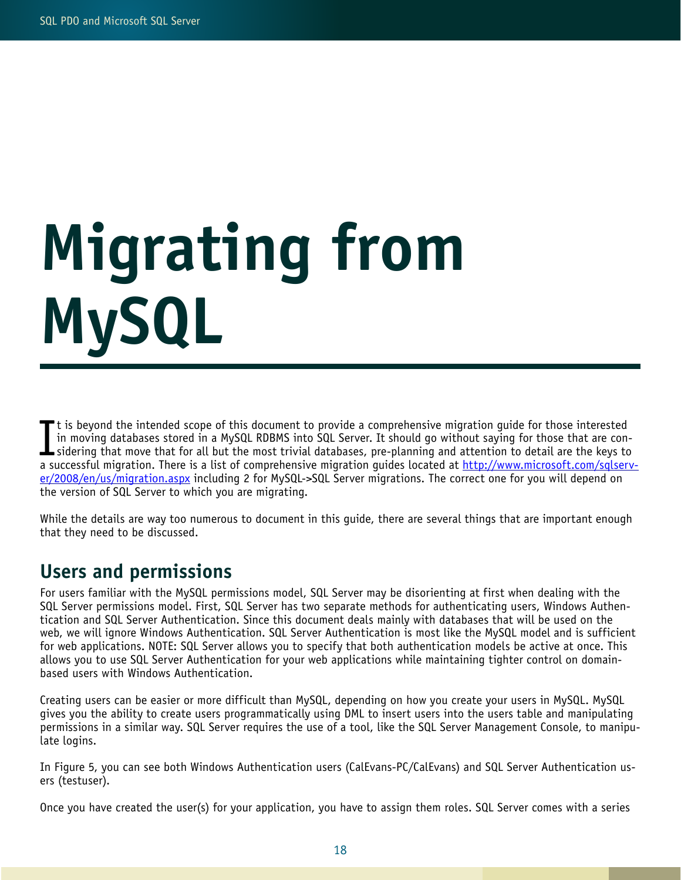# Migrating from MySQL

It is beyond the intended scope of this document to provide a comprehensive migration guide for those interested in moving databases stored in a MySQL RDBMS into SQL Server. It should go without saying for those that are considering that move that for all but the most trivial databases, pre-planning and attention to detail are the keys to a successful migration. There is a list of comprehensive migration guides located at [http://www.microsoft.com/sqlserver/2008/en/us/migration.aspx](http://www.microsoft.com/sqlserver/2008/en/us/migration.aspx) including 2 for MySQL->SQL Server migrations. The correct one for you will depend on the version of SQL Server to which you are migrating.

While the details are way too numerous to document in this guide, there are several things that are important enough that they need to be discussed.

## Users and permissions

For users familiar with the MySQL permissions model, SQL Server may be disorienting at first when dealing with the SQL Server permissions model. First, SQL Server has two separate methods for authenticating users, Windows Authentication and SQL Server Authentication. Since this document deals mainly with databases that will be used on the web, we will ignore Windows Authentication. SQL Server Authentication is most like the MySQL model and is sufficient for web applications. NOTE: SQL Server allows you to specify that both authentication models be active at once. This allows you to use SQL Server Authentication for your web applications while maintaining tighter control on domain-based users with Windows Authentication.

Creating users can be easier or more difficult than MySQL, depending on how you create your users in MySQL. MySQL gives you the ability to create users programmatically using DML to insert users into the users table and manipulating permissions in a similar way. SQL Server requires the use of a tool, like the SQL Server Management Console, to manipulate logins.

In Figure 5, you can see both Windows Authentication users (CalEvans-PC/CalEvans) and SQL Server Authentication users (testuser).

Once you have created the user(s) for your application, you have to assign them roles. SQL Server comes with a series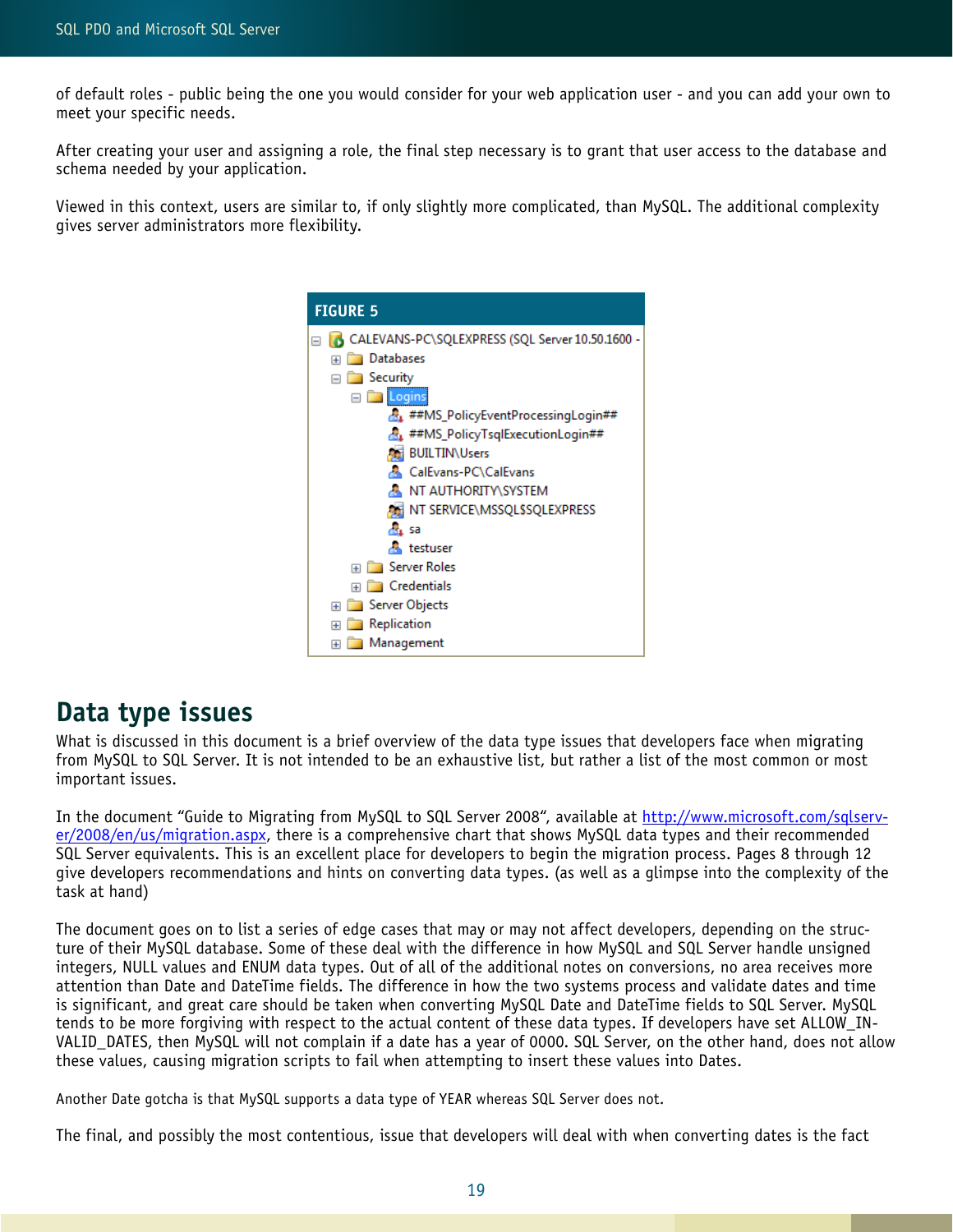of default roles - public being the one you would consider for your web application user - and you can add your own to meet your specific needs.

After creating your user and assigning a role, the final step necessary is to grant that user access to the database and schema needed by your application.

Viewed in this context, users are similar to, if only slightly more complicated, than MySQL. The additional complexity gives server administrators more flexibility.

**FIGURE 5**

```
CALEVANS-PC\SQLEXPRESS (SQL Server 10.50.1600 -
  Databases
  Security
    Logins
      ##MS_PolicyEventProcessingLogin##
      ##MS_PolicyTsqlExecutionLogin##
      BUILTIN\Users
      CalEvans-PC\CalEvans
      NT AUTHORITY\SYSTEM
      NT SERVICE\MSSQL$SQLEXPRESS
      sa
      testuser
    Server Roles
    Credentials
  Server Objects
  Replication
  Management
```

## Data type issues

What is discussed in this document is a brief overview of the data type issues that developers face when migrating from MySQL to SQL Server. It is not intended to be an exhaustive list, but rather a list of the most common or most important issues.

In the document "Guide to Migrating from MySQL to SQL Server 2008", available at http://www.microsoft.com/sqlserver/2008/en/us/migration.aspx, there is a comprehensive chart that shows MySQL data types and their recommended SQL Server equivalents. This is an excellent place for developers to begin the migration process. Pages 8 through 12 give developers recommendations and hints on converting data types. (as well as a glimpse into the complexity of the task at hand)

The document goes on to list a series of edge cases that may or may not affect developers, depending on the structure of their MySQL database. Some of these deal with the difference in how MySQL and SQL Server handle unsigned integers, NULL values and ENUM data types. Out of all of the additional notes on conversions, no area receives more attention than Date and DateTime fields. The difference in how the two systems process and validate dates and time is significant, and great care should be taken when converting MySQL Date and DateTime fields to SQL Server. MySQL tends to be more forgiving with respect to the actual content of these data types. If developers have set ALLOW_INVALID_DATES, then MySQL will not complain if a date has a year of 0000. SQL Server, on the other hand, does not allow these values, causing migration scripts to fail when attempting to insert these values into Dates.

Another Date gotcha is that MySQL supports a data type of YEAR whereas SQL Server does not.

The final, and possibly the most contentious, issue that developers will deal with when converting dates is the fact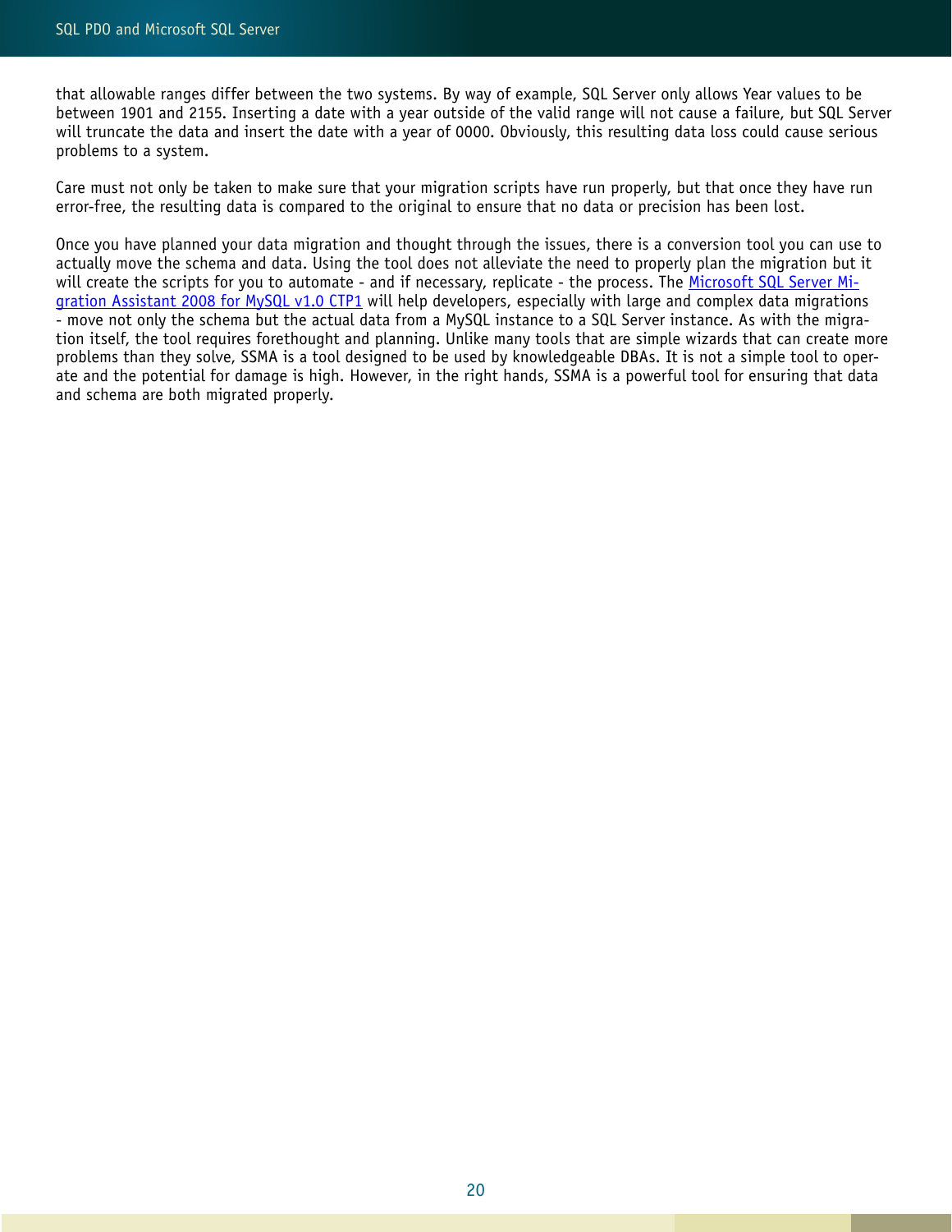that allowable ranges differ between the two systems. By way of example, SQL Server only allows Year values to be between 1901 and 2155. Inserting a date with a year outside of the valid range will not cause a failure, but SQL Server will truncate the data and insert the date with a year of 0000. Obviously, this resulting data loss could cause serious problems to a system.

Care must not only be taken to make sure that your migration scripts have run properly, but that once they have run error-free, the resulting data is compared to the original to ensure that no data or precision has been lost.

Once you have planned your data migration and thought through the issues, there is a conversion tool you can use to actually move the schema and data. Using the tool does not alleviate the need to properly plan the migration but it will create the scripts for you to automate - and if necessary, replicate - the process. The Microsoft SQL Server Migration Assistant 2008 for MySQL v1.0 CTP1 will help developers, especially with large and complex data migrations - move not only the schema but the actual data from a MySQL instance to a SQL Server instance. As with the migration itself, the tool requires forethought and planning. Unlike many tools that are simple wizards that can create more problems than they solve, SSMA is a tool designed to be used by knowledgeable DBAs. It is not a simple tool to operate and the potential for damage is high. However, in the right hands, SSMA is a powerful tool for ensuring that data and schema are both migrated properly.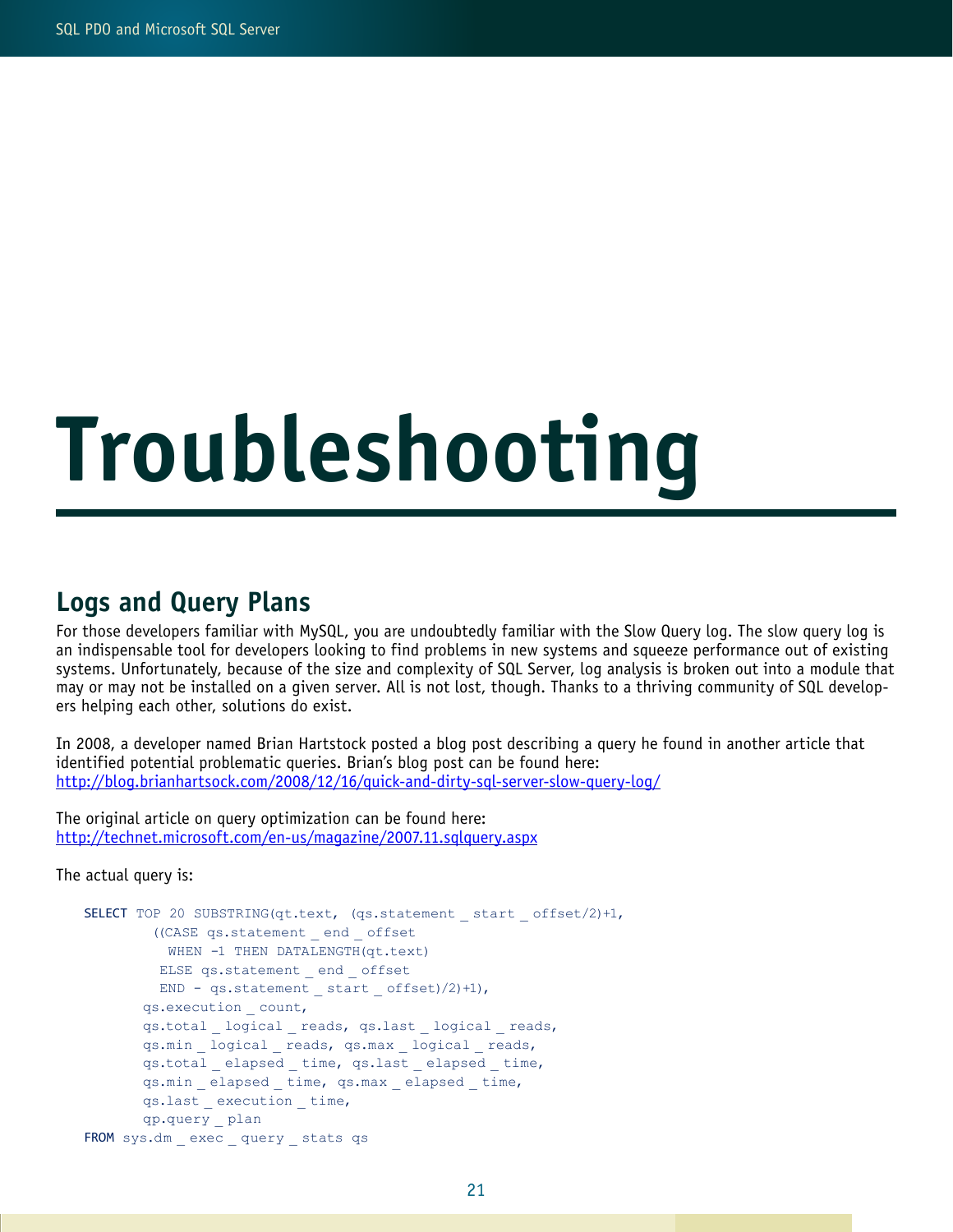# Troubleshooting

## Logs and Query Plans

For those developers familiar with MySQL, you are undoubtedly familiar with the Slow Query log. The slow query log is an indispensable tool for developers looking to find problems in new systems and squeeze performance out of existing systems. Unfortunately, because of the size and complexity of SQL Server, log analysis is broken out into a module that may or may not be installed on a given server. All is not lost, though. Thanks to a thriving community of SQL developers helping each other, solutions do exist.

In 2008, a developer named Brian Hartstock posted a blog post describing a query he found in another article that identified potential problematic queries. Brian's blog post can be found here:
http://blog.brianhartsock.com/2008/12/16/quick-and-dirty-sql-server-slow-query-log/

The original article on query optimization can be found here:
http://technet.microsoft.com/en-us/magazine/2007.11.sqlquery.aspx

The actual query is:

```
SELECT TOP 20 SUBSTRING(qt.text, (qs.statement_start_offset/2)+1,
        ((CASE qs.statement_end_offset
          WHEN -1 THEN DATALENGTH(qt.text)
         ELSE qs.statement_end_offset
         END - qs.statement_start_offset)/2)+1),
       qs.execution_count,
       qs.total_logical_reads, qs.last_logical_reads,
       qs.min_logical_reads, qs.max_logical_reads,
       qs.total_elapsed_time, qs.last_elapsed_time,
       qs.min_elapsed_time, qs.max_elapsed_time,
       qs.last_execution_time,
       qp.query_plan
FROM sys.dm_exec_query_stats qs
```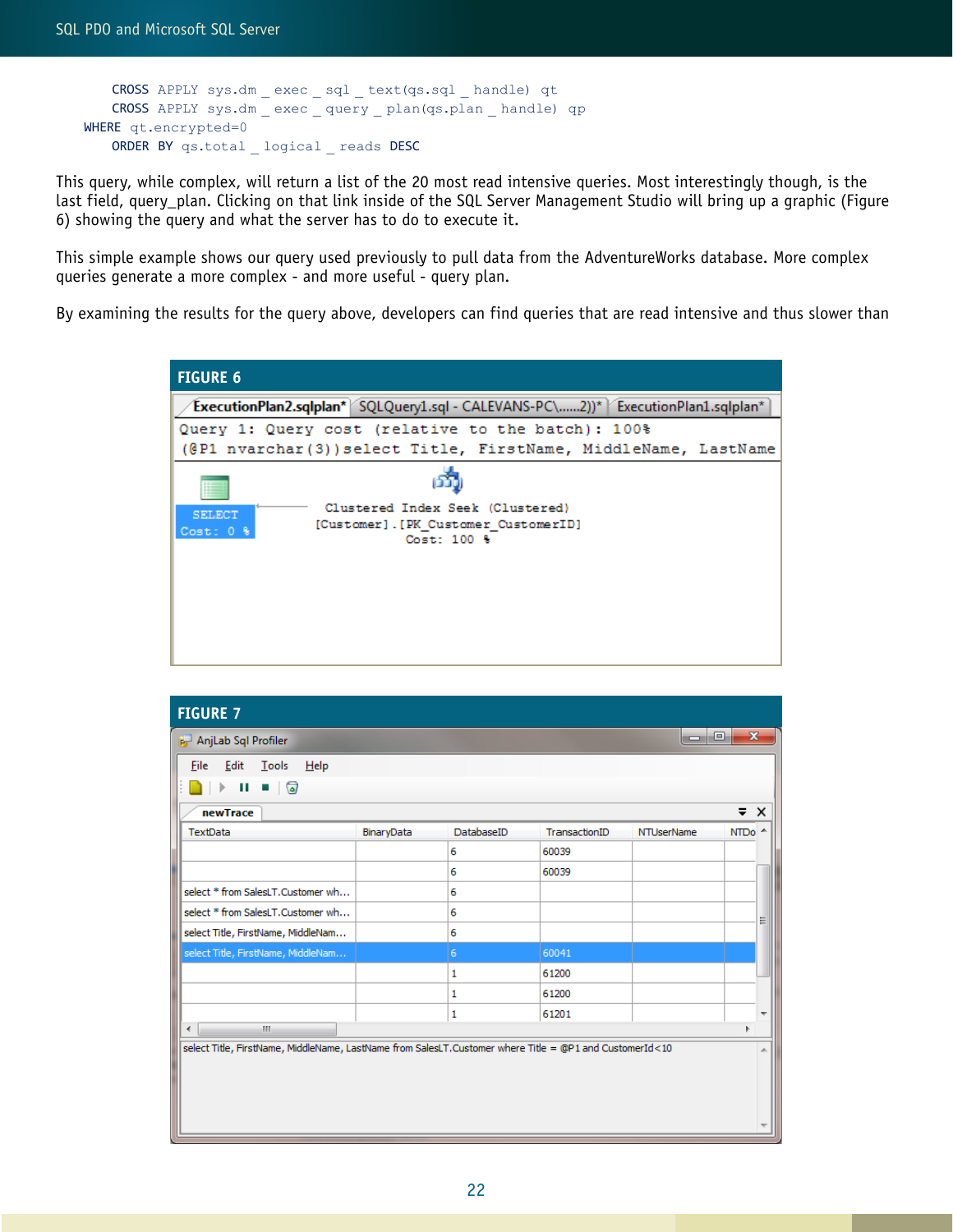```
        CROSS APPLY sys.dm_exec_sql_text(qs.sql_handle) qt
        CROSS APPLY sys.dm_exec_query_plan(qs.plan_handle) qp
    WHERE qt.encrypted=0
        ORDER BY qs.total_logical_reads DESC
```

This query, while complex, will return a list of the 20 most read intensive queries. Most interestingly though, is the last field, query_plan. Clicking on that link inside of the SQL Server Management Studio will bring up a graphic (Figure 6) showing the query and what the server has to do to execute it.

This simple example shows our query used previously to pull data from the AdventureWorks database. More complex queries generate a more complex - and more useful - query plan.

By examining the results for the query above, developers can find queries that are read intensive and thus slower than

**FIGURE 6**

**FIGURE 7**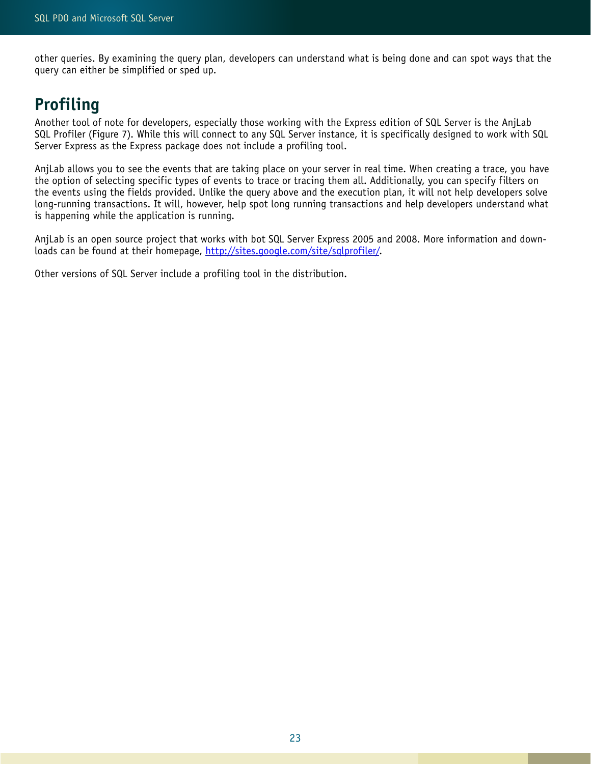other queries. By examining the query plan, developers can understand what is being done and can spot ways that the query can either be simplified or sped up.

## Profiling

Another tool of note for developers, especially those working with the Express edition of SQL Server is the AnjLab SQL Profiler (Figure 7). While this will connect to any SQL Server instance, it is specifically designed to work with SQL Server Express as the Express package does not include a profiling tool.

AnjLab allows you to see the events that are taking place on your server in real time. When creating a trace, you have the option of selecting specific types of events to trace or tracing them all. Additionally, you can specify filters on the events using the fields provided. Unlike the query above and the execution plan, it will not help developers solve long-running transactions. It will, however, help spot long running transactions and help developers understand what is happening while the application is running.

AnjLab is an open source project that works with bot SQL Server Express 2005 and 2008. More information and downloads can be found at their homepage, [http://sites.google.com/site/sqlprofiler/](http://sites.google.com/site/sqlprofiler/).

Other versions of SQL Server include a profiling tool in the distribution.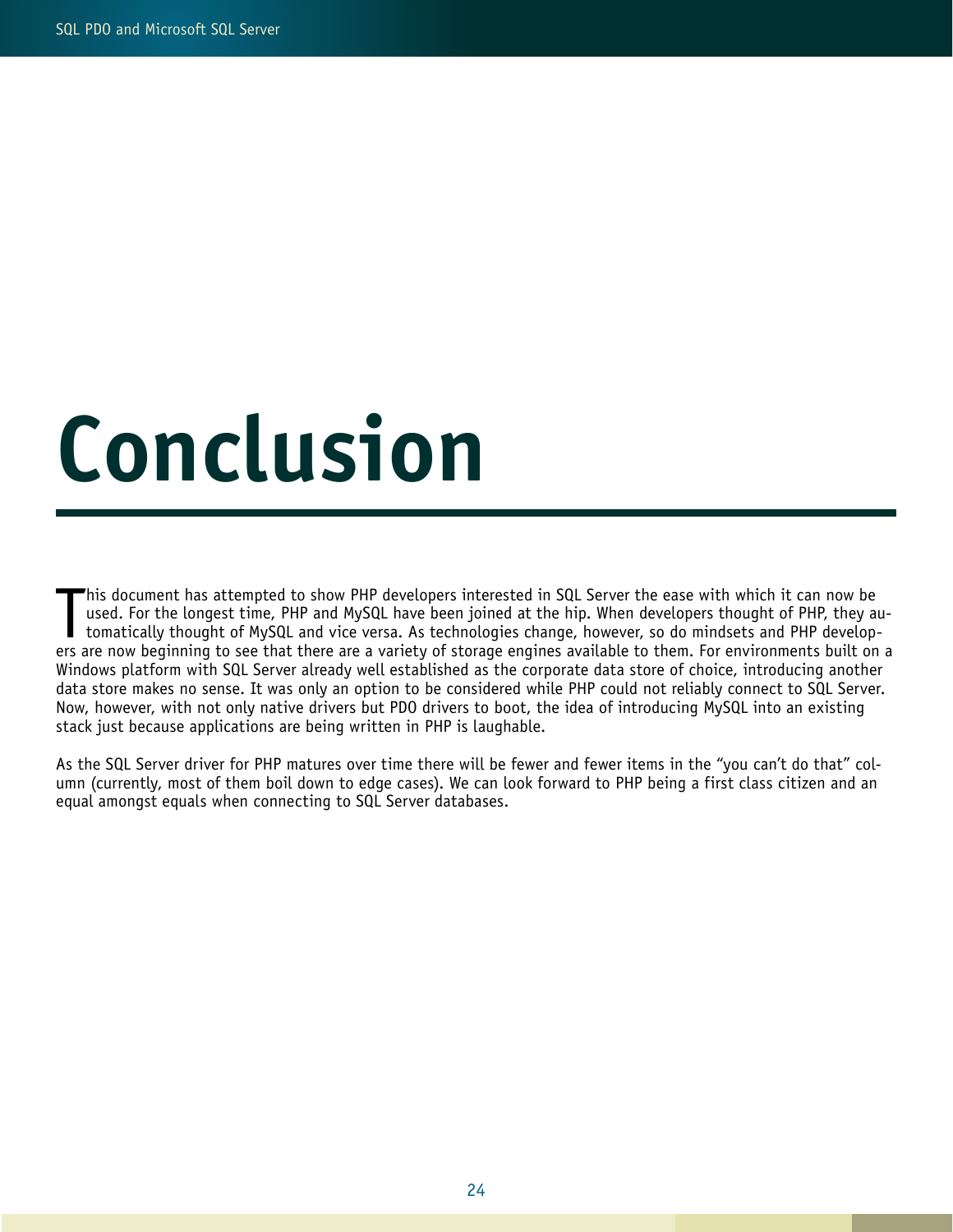# Conclusion

This document has attempted to show PHP developers interested in SQL Server the ease with which it can now be used. For the longest time, PHP and MySQL have been joined at the hip. When developers thought of PHP, they automatically thought of MySQL and vice versa. As technologies change, however, so do mindsets and PHP developers are now beginning to see that there are a variety of storage engines available to them. For environments built on a Windows platform with SQL Server already well established as the corporate data store of choice, introducing another data store makes no sense. It was only an option to be considered while PHP could not reliably connect to SQL Server. Now, however, with not only native drivers but PDO drivers to boot, the idea of introducing MySQL into an existing stack just because applications are being written in PHP is laughable.

As the SQL Server driver for PHP matures over time there will be fewer and fewer items in the "you can't do that" column (currently, most of them boil down to edge cases). We can look forward to PHP being a first class citizen and an equal amongst equals when connecting to SQL Server databases.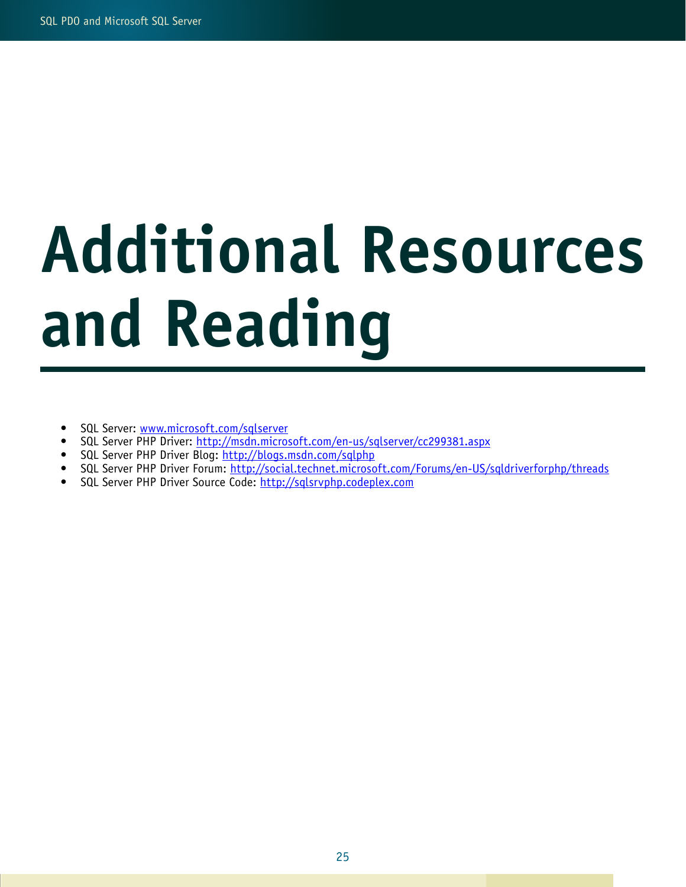# Additional Resources and Reading

- SQL Server: www.microsoft.com/sqlserver
- SQL Server PHP Driver: http://msdn.microsoft.com/en-us/sqlserver/cc299381.aspx
- SQL Server PHP Driver Blog: http://blogs.msdn.com/sqlphp
- SQL Server PHP Driver Forum: http://social.technet.microsoft.com/Forums/en-US/sqldriverforphp/threads
- SQL Server PHP Driver Source Code: http://sqlsrvphp.codeplex.com